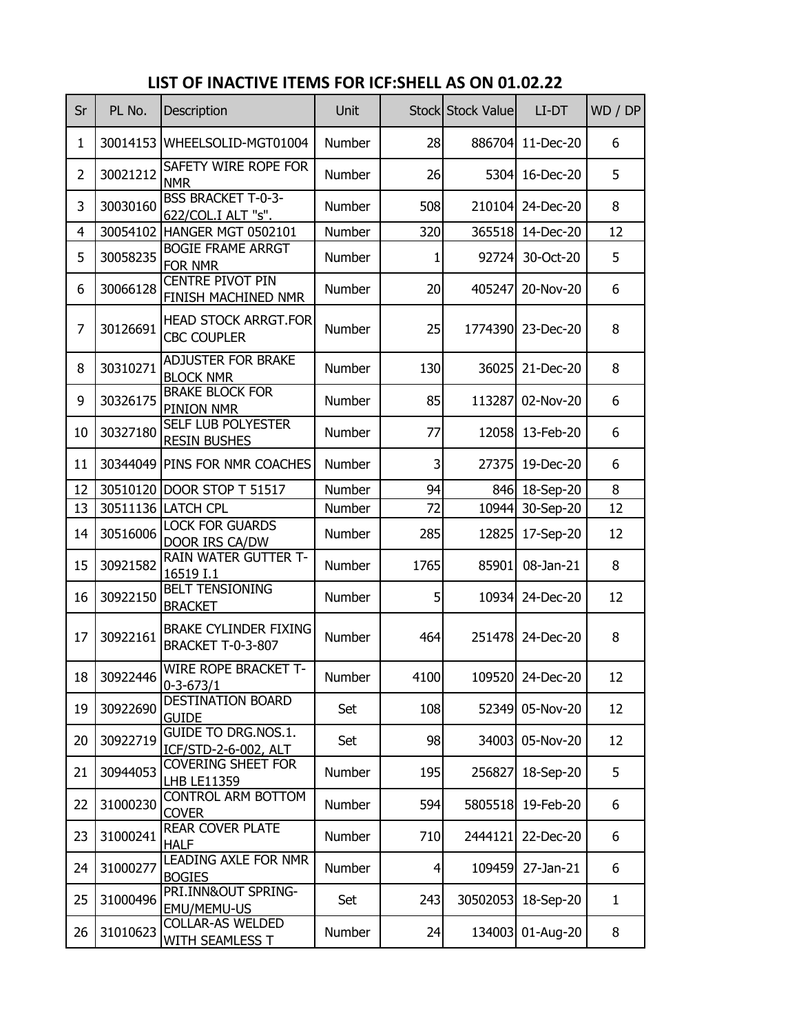# LIST OF INACTIVE ITEMS FOR ICF:SHELL AS ON 01.02.22

| Sr | PL No. | Description | Unit | Stock | Stock Value | LI-DT | WD / DP |
|---|---|---|---|---|---|---|---|
| 1 | 30014153 | WHEELSOLID-MGT01004 | Number | 28 | 886704 | 11-Dec-20 | 6 |
| 2 | 30021212 | SAFETY WIRE ROPE FOR NMR | Number | 26 | 5304 | 16-Dec-20 | 5 |
| 3 | 30030160 | BSS BRACKET T-0-3-622/COL.I ALT "s". | Number | 508 | 210104 | 24-Dec-20 | 8 |
| 4 | 30054102 | HANGER MGT 0502101 | Number | 320 | 365518 | 14-Dec-20 | 12 |
| 5 | 30058235 | BOGIE FRAME ARRGT FOR NMR | Number | 1 | 92724 | 30-Oct-20 | 5 |
| 6 | 30066128 | CENTRE PIVOT PIN FINISH MACHINED NMR | Number | 20 | 405247 | 20-Nov-20 | 6 |
| 7 | 30126691 | HEAD STOCK ARRGT.FOR CBC COUPLER | Number | 25 | 1774390 | 23-Dec-20 | 8 |
| 8 | 30310271 | ADJUSTER FOR BRAKE BLOCK NMR | Number | 130 | 36025 | 21-Dec-20 | 8 |
| 9 | 30326175 | BRAKE BLOCK FOR PINION NMR | Number | 85 | 113287 | 02-Nov-20 | 6 |
| 10 | 30327180 | SELF LUB POLYESTER RESIN BUSHES | Number | 77 | 12058 | 13-Feb-20 | 6 |
| 11 | 30344049 | PINS FOR NMR COACHES | Number | 3 | 27375 | 19-Dec-20 | 6 |
| 12 | 30510120 | DOOR STOP T 51517 | Number | 94 | 846 | 18-Sep-20 | 8 |
| 13 | 30511136 | LATCH CPL | Number | 72 | 10944 | 30-Sep-20 | 12 |
| 14 | 30516006 | LOCK FOR GUARDS DOOR IRS CA/DW | Number | 285 | 12825 | 17-Sep-20 | 12 |
| 15 | 30921582 | RAIN WATER GUTTER T-16519 I.1 | Number | 1765 | 85901 | 08-Jan-21 | 8 |
| 16 | 30922150 | BELT TENSIONING BRACKET | Number | 5 | 10934 | 24-Dec-20 | 12 |
| 17 | 30922161 | BRAKE CYLINDER FIXING BRACKET T-0-3-807 | Number | 464 | 251478 | 24-Dec-20 | 8 |
| 18 | 30922446 | WIRE ROPE BRACKET T-0-3-673/1 | Number | 4100 | 109520 | 24-Dec-20 | 12 |
| 19 | 30922690 | DESTINATION BOARD GUIDE | Set | 108 | 52349 | 05-Nov-20 | 12 |
| 20 | 30922719 | GUIDE TO DRG.NOS.1. ICF/STD-2-6-002, ALT | Set | 98 | 34003 | 05-Nov-20 | 12 |
| 21 | 30944053 | COVERING SHEET FOR LHB LE11359 | Number | 195 | 256827 | 18-Sep-20 | 5 |
| 22 | 31000230 | CONTROL ARM BOTTOM COVER | Number | 594 | 5805518 | 19-Feb-20 | 6 |
| 23 | 31000241 | REAR COVER PLATE HALF | Number | 710 | 2444121 | 22-Dec-20 | 6 |
| 24 | 31000277 | LEADING AXLE FOR NMR BOGIES | Number | 4 | 109459 | 27-Jan-21 | 6 |
| 25 | 31000496 | PRI.INN&OUT SPRING-EMU/MEMU-US | Set | 243 | 30502053 | 18-Sep-20 | 1 |
| 26 | 31010623 | COLLAR-AS WELDED WITH SEAMLESS T | Number | 24 | 134003 | 01-Aug-20 | 8 |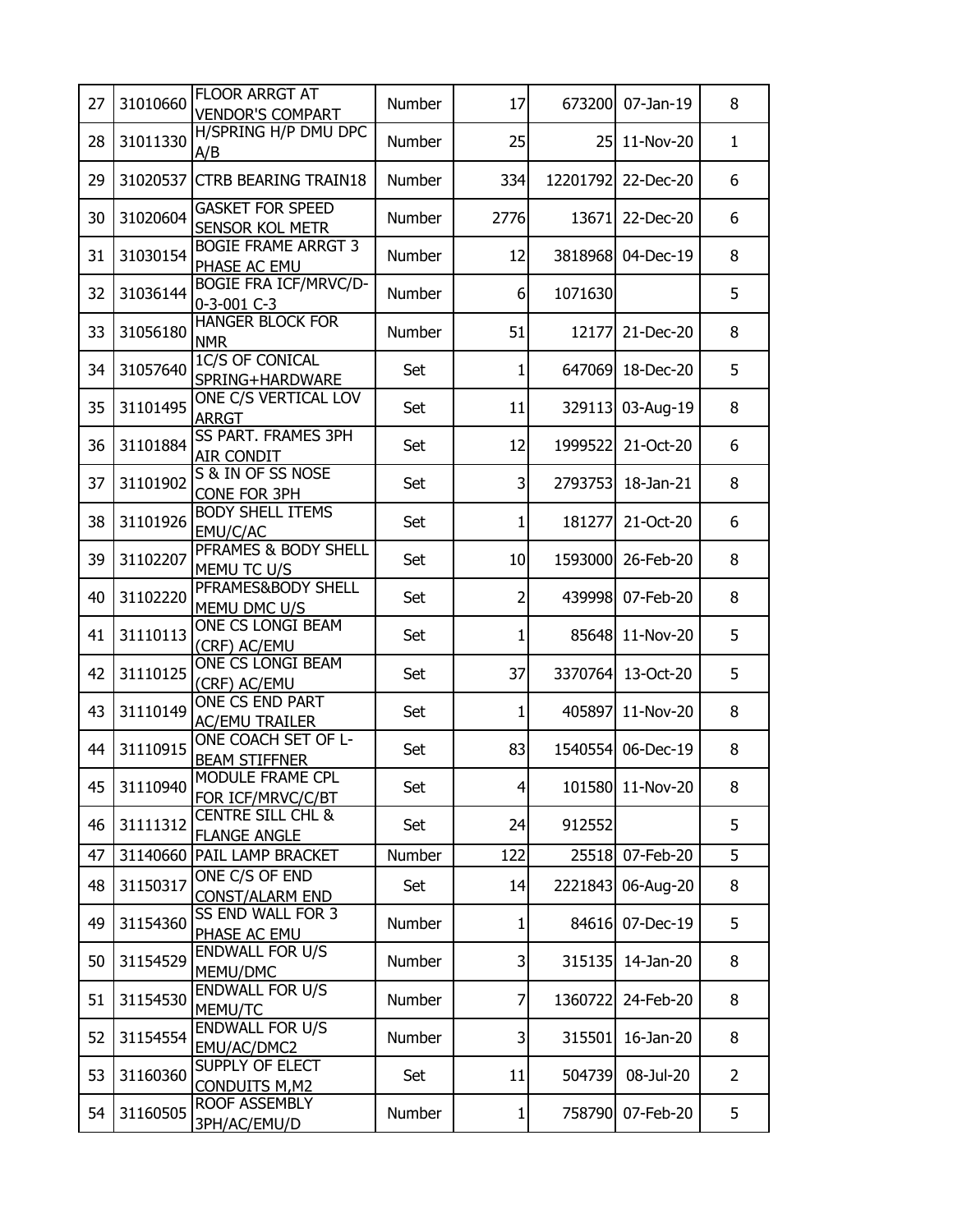| | | | | | | | |
|---|---|---|---|---|---|---|---|
| 27 | 31010660 | FLOOR ARRGT AT VENDOR'S COMPART | Number | 17 | 673200 | 07-Jan-19 | 8 |
| 28 | 31011330 | H/SPRING H/P DMU DPC A/B | Number | 25 | 25 | 11-Nov-20 | 1 |
| 29 | 31020537 | CTRB BEARING TRAIN18 | Number | 334 | 12201792 | 22-Dec-20 | 6 |
| 30 | 31020604 | GASKET FOR SPEED SENSOR KOL METR | Number | 2776 | 13671 | 22-Dec-20 | 6 |
| 31 | 31030154 | BOGIE FRAME ARRGT 3 PHASE AC EMU | Number | 12 | 3818968 | 04-Dec-19 | 8 |
| 32 | 31036144 | BOGIE FRA ICF/MRVC/D-0-3-001 C-3 | Number | 6 | 1071630 | | 5 |
| 33 | 31056180 | HANGER BLOCK FOR NMR | Number | 51 | 12177 | 21-Dec-20 | 8 |
| 34 | 31057640 | 1C/S OF CONICAL SPRING+HARDWARE | Set | 1 | 647069 | 18-Dec-20 | 5 |
| 35 | 31101495 | ONE C/S VERTICAL LOV ARRGT | Set | 11 | 329113 | 03-Aug-19 | 8 |
| 36 | 31101884 | SS PART. FRAMES 3PH AIR CONDIT | Set | 12 | 1999522 | 21-Oct-20 | 6 |
| 37 | 31101902 | S & IN OF SS NOSE CONE FOR 3PH | Set | 3 | 2793753 | 18-Jan-21 | 8 |
| 38 | 31101926 | BODY SHELL ITEMS EMU/C/AC | Set | 1 | 181277 | 21-Oct-20 | 6 |
| 39 | 31102207 | PFRAMES & BODY SHELL MEMU TC U/S | Set | 10 | 1593000 | 26-Feb-20 | 8 |
| 40 | 31102220 | PFRAMES&BODY SHELL MEMU DMC U/S | Set | 2 | 439998 | 07-Feb-20 | 8 |
| 41 | 31110113 | ONE CS LONGI BEAM (CRF) AC/EMU | Set | 1 | 85648 | 11-Nov-20 | 5 |
| 42 | 31110125 | ONE CS LONGI BEAM (CRF) AC/EMU | Set | 37 | 3370764 | 13-Oct-20 | 5 |
| 43 | 31110149 | ONE CS END PART AC/EMU TRAILER | Set | 1 | 405897 | 11-Nov-20 | 8 |
| 44 | 31110915 | ONE COACH SET OF L-BEAM STIFFNER | Set | 83 | 1540554 | 06-Dec-19 | 8 |
| 45 | 31110940 | MODULE FRAME CPL FOR ICF/MRVC/C/BT | Set | 4 | 101580 | 11-Nov-20 | 8 |
| 46 | 31111312 | CENTRE SILL CHL & FLANGE ANGLE | Set | 24 | 912552 | | 5 |
| 47 | 31140660 | PAIL LAMP BRACKET | Number | 122 | 25518 | 07-Feb-20 | 5 |
| 48 | 31150317 | ONE C/S OF END CONST/ALARM END | Set | 14 | 2221843 | 06-Aug-20 | 8 |
| 49 | 31154360 | SS END WALL FOR 3 PHASE AC EMU | Number | 1 | 84616 | 07-Dec-19 | 5 |
| 50 | 31154529 | ENDWALL FOR U/S MEMU/DMC | Number | 3 | 315135 | 14-Jan-20 | 8 |
| 51 | 31154530 | ENDWALL FOR U/S MEMU/TC | Number | 7 | 1360722 | 24-Feb-20 | 8 |
| 52 | 31154554 | ENDWALL FOR U/S EMU/AC/DMC2 | Number | 3 | 315501 | 16-Jan-20 | 8 |
| 53 | 31160360 | SUPPLY OF ELECT CONDUITS M,M2 | Set | 11 | 504739 | 08-Jul-20 | 2 |
| 54 | 31160505 | ROOF ASSEMBLY 3PH/AC/EMU/D | Number | 1 | 758790 | 07-Feb-20 | 5 |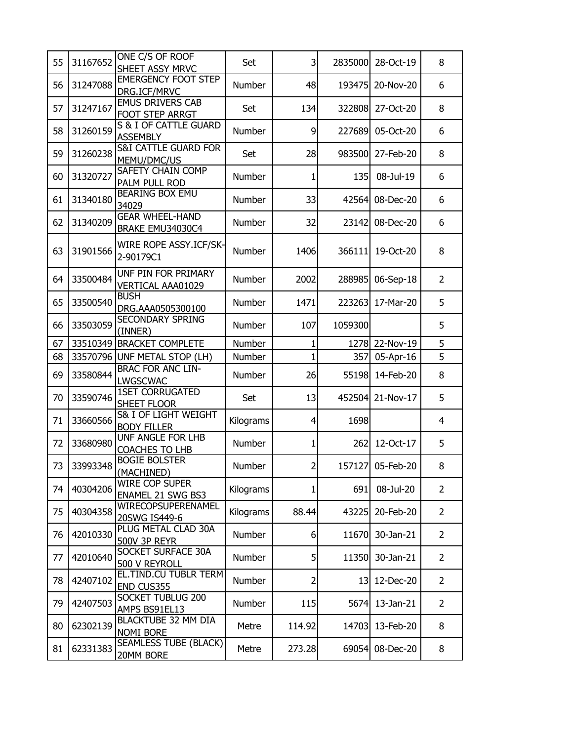| 55 | 31167652 | ONE C/S OF ROOF SHEET ASSY MRVC | Set | 3 | 2835000 | 28-Oct-19 | 8 |
|---|---|---|---|---|---|---|---|
| 56 | 31247088 | EMERGENCY FOOT STEP DRG.ICF/MRVC | Number | 48 | 193475 | 20-Nov-20 | 6 |
| 57 | 31247167 | EMUS DRIVERS CAB FOOT STEP ARRGT | Set | 134 | 322808 | 27-Oct-20 | 8 |
| 58 | 31260159 | S & I OF CATTLE GUARD ASSEMBLY | Number | 9 | 227689 | 05-Oct-20 | 6 |
| 59 | 31260238 | S&I CATTLE GUARD FOR MEMU/DMC/US | Set | 28 | 983500 | 27-Feb-20 | 8 |
| 60 | 31320727 | SAFETY CHAIN COMP PALM PULL ROD | Number | 1 | 135 | 08-Jul-19 | 6 |
| 61 | 31340180 | BEARING BOX EMU 34029 | Number | 33 | 42564 | 08-Dec-20 | 6 |
| 62 | 31340209 | GEAR WHEEL-HAND BRAKE EMU34030C4 | Number | 32 | 23142 | 08-Dec-20 | 6 |
| 63 | 31901566 | WIRE ROPE ASSY.ICF/SK-2-90179C1 | Number | 1406 | 366111 | 19-Oct-20 | 8 |
| 64 | 33500484 | UNF PIN FOR PRIMARY VERTICAL AAA01029 | Number | 2002 | 288985 | 06-Sep-18 | 2 |
| 65 | 33500540 | BUSH DRG.AAA0505300100 | Number | 1471 | 223263 | 17-Mar-20 | 5 |
| 66 | 33503059 | SECONDARY SPRING (INNER) | Number | 107 | 1059300 | | 5 |
| 67 | 33510349 | BRACKET COMPLETE | Number | 1 | 1278 | 22-Nov-19 | 5 |
| 68 | 33570796 | UNF METAL STOP (LH) | Number | 1 | 357 | 05-Apr-16 | 5 |
| 69 | 33580844 | BRAC FOR ANC LIN-LWGSCWAC | Number | 26 | 55198 | 14-Feb-20 | 8 |
| 70 | 33590746 | 1SET CORRUGATED SHEET FLOOR | Set | 13 | 452504 | 21-Nov-17 | 5 |
| 71 | 33660566 | S& I OF LIGHT WEIGHT BODY FILLER | Kilograms | 4 | 1698 | | 4 |
| 72 | 33680980 | UNF ANGLE FOR LHB COACHES TO LHB | Number | 1 | 262 | 12-Oct-17 | 5 |
| 73 | 33993348 | BOGIE BOLSTER (MACHINED) | Number | 2 | 157127 | 05-Feb-20 | 8 |
| 74 | 40304206 | WIRE COP SUPER ENAMEL 21 SWG BS3 | Kilograms | 1 | 691 | 08-Jul-20 | 2 |
| 75 | 40304358 | WIRECOPSUPERENAMEL 20SWG IS449-6 | Kilograms | 88.44 | 43225 | 20-Feb-20 | 2 |
| 76 | 42010330 | PLUG METAL CLAD 30A 500V 3P REYR | Number | 6 | 11670 | 30-Jan-21 | 2 |
| 77 | 42010640 | SOCKET SURFACE 30A 500 V REYROLL | Number | 5 | 11350 | 30-Jan-21 | 2 |
| 78 | 42407102 | EL.TIND.CU TUBLR TERM END CUS355 | Number | 2 | 13 | 12-Dec-20 | 2 |
| 79 | 42407503 | SOCKET TUBLUG 200 AMPS BS91EL13 | Number | 115 | 5674 | 13-Jan-21 | 2 |
| 80 | 62302139 | BLACKTUBE 32 MM DIA NOMI BORE | Metre | 114.92 | 14703 | 13-Feb-20 | 8 |
| 81 | 62331383 | SEAMLESS TUBE (BLACK) 20MM BORE | Metre | 273.28 | 69054 | 08-Dec-20 | 8 |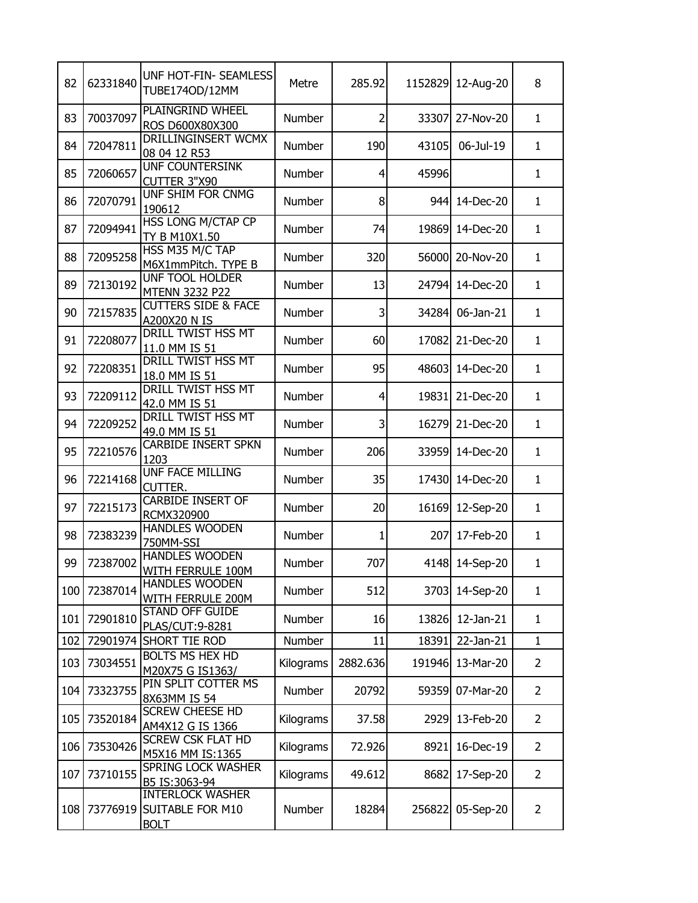| 82 | 62331840 | UNF HOT-FIN- SEAMLESS TUBE174OD/12MM | Metre | 285.92 | 1152829 | 12-Aug-20 | 8 |
|---|---|---|---|---|---|---|---|
| 83 | 70037097 | PLAINGRIND WHEEL ROS D600X80X300 | Number | 2 | 33307 | 27-Nov-20 | 1 |
| 84 | 72047811 | DRILLINGINSERT WCMX 08 04 12 R53 | Number | 190 | 43105 | 06-Jul-19 | 1 |
| 85 | 72060657 | UNF COUNTERSINK CUTTER 3"X90 | Number | 4 | 45996 | | 1 |
| 86 | 72070791 | UNF SHIM FOR CNMG 190612 | Number | 8 | 944 | 14-Dec-20 | 1 |
| 87 | 72094941 | HSS LONG M/CTAP CP TY B M10X1.50 | Number | 74 | 19869 | 14-Dec-20 | 1 |
| 88 | 72095258 | HSS M35 M/C TAP M6X1mmPitch. TYPE B | Number | 320 | 56000 | 20-Nov-20 | 1 |
| 89 | 72130192 | UNF TOOL HOLDER MTENN 3232 P22 | Number | 13 | 24794 | 14-Dec-20 | 1 |
| 90 | 72157835 | CUTTERS SIDE & FACE A200X20 N IS | Number | 3 | 34284 | 06-Jan-21 | 1 |
| 91 | 72208077 | DRILL TWIST HSS MT 11.0 MM IS 51 | Number | 60 | 17082 | 21-Dec-20 | 1 |
| 92 | 72208351 | DRILL TWIST HSS MT 18.0 MM IS 51 | Number | 95 | 48603 | 14-Dec-20 | 1 |
| 93 | 72209112 | DRILL TWIST HSS MT 42.0 MM IS 51 | Number | 4 | 19831 | 21-Dec-20 | 1 |
| 94 | 72209252 | DRILL TWIST HSS MT 49.0 MM IS 51 | Number | 3 | 16279 | 21-Dec-20 | 1 |
| 95 | 72210576 | CARBIDE INSERT SPKN 1203 | Number | 206 | 33959 | 14-Dec-20 | 1 |
| 96 | 72214168 | UNF FACE MILLING CUTTER. | Number | 35 | 17430 | 14-Dec-20 | 1 |
| 97 | 72215173 | CARBIDE INSERT OF RCMX320900 | Number | 20 | 16169 | 12-Sep-20 | 1 |
| 98 | 72383239 | HANDLES WOODEN 750MM-SSI | Number | 1 | 207 | 17-Feb-20 | 1 |
| 99 | 72387002 | HANDLES WOODEN WITH FERRULE 100M | Number | 707 | 4148 | 14-Sep-20 | 1 |
| 100 | 72387014 | HANDLES WOODEN WITH FERRULE 200M | Number | 512 | 3703 | 14-Sep-20 | 1 |
| 101 | 72901810 | STAND OFF GUIDE PLAS/CUT:9-8281 | Number | 16 | 13826 | 12-Jan-21 | 1 |
| 102 | 72901974 | SHORT TIE ROD | Number | 11 | 18391 | 22-Jan-21 | 1 |
| 103 | 73034551 | BOLTS MS HEX HD M20X75 G IS1363/ | Kilograms | 2882.636 | 191946 | 13-Mar-20 | 2 |
| 104 | 73323755 | PIN SPLIT COTTER MS 8X63MM IS 54 | Number | 20792 | 59359 | 07-Mar-20 | 2 |
| 105 | 73520184 | SCREW CHEESE HD AM4X12 G IS 1366 | Kilograms | 37.58 | 2929 | 13-Feb-20 | 2 |
| 106 | 73530426 | SCREW CSK FLAT HD M5X16 MM IS:1365 | Kilograms | 72.926 | 8921 | 16-Dec-19 | 2 |
| 107 | 73710155 | SPRING LOCK WASHER B5 IS:3063-94 | Kilograms | 49.612 | 8682 | 17-Sep-20 | 2 |
| 108 | 73776919 | INTERLOCK WASHER SUITABLE FOR M10 BOLT | Number | 18284 | 256822 | 05-Sep-20 | 2 |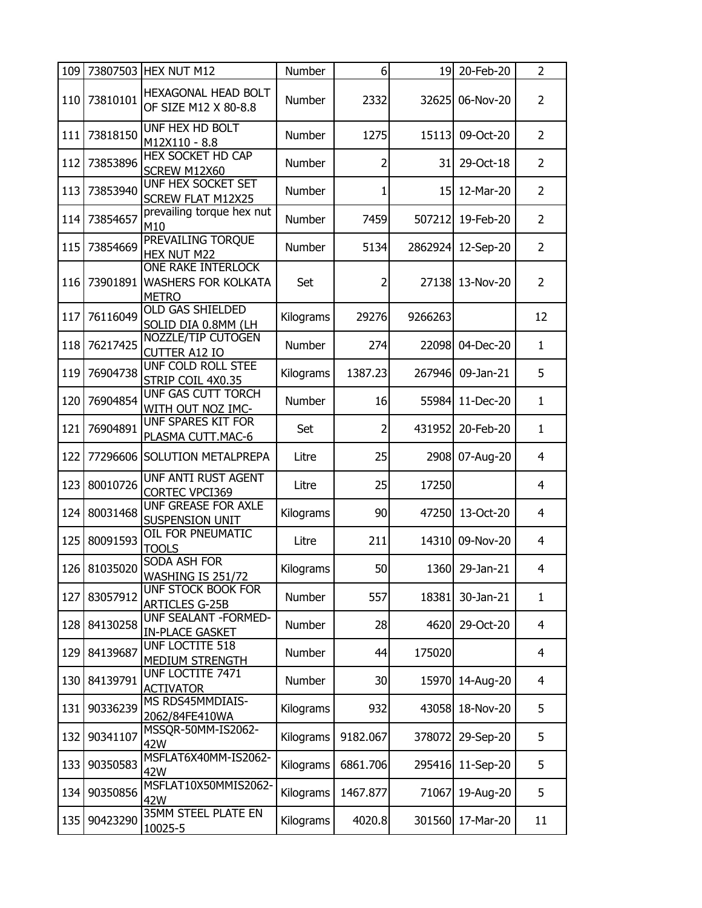| | | | | | | | |
|---|---|---|---|---|---|---|---|
| 109 | 73807503 | HEX NUT M12 | Number | 6 | 19 | 20-Feb-20 | 2 |
| 110 | 73810101 | HEXAGONAL HEAD BOLT OF SIZE M12 X 80-8.8 | Number | 2332 | 32625 | 06-Nov-20 | 2 |
| 111 | 73818150 | UNF HEX HD BOLT M12X110 - 8.8 | Number | 1275 | 15113 | 09-Oct-20 | 2 |
| 112 | 73853896 | HEX SOCKET HD CAP SCREW M12X60 | Number | 2 | 31 | 29-Oct-18 | 2 |
| 113 | 73853940 | UNF HEX SOCKET SET SCREW FLAT M12X25 | Number | 1 | 15 | 12-Mar-20 | 2 |
| 114 | 73854657 | prevailing torque hex nut M10 | Number | 7459 | 507212 | 19-Feb-20 | 2 |
| 115 | 73854669 | PREVAILING TORQUE HEX NUT M22 | Number | 5134 | 2862924 | 12-Sep-20 | 2 |
| 116 | 73901891 | ONE RAKE INTERLOCK WASHERS FOR KOLKATA METRO | Set | 2 | 27138 | 13-Nov-20 | 2 |
| 117 | 76116049 | OLD GAS SHIELDED SOLID DIA 0.8MM (LH | Kilograms | 29276 | 9266263 | | 12 |
| 118 | 76217425 | NOZZLE/TIP CUTOGEN CUTTER A12 IO | Number | 274 | 22098 | 04-Dec-20 | 1 |
| 119 | 76904738 | UNF COLD ROLL STEE STRIP COIL 4X0.35 | Kilograms | 1387.23 | 267946 | 09-Jan-21 | 5 |
| 120 | 76904854 | UNF GAS CUTT TORCH WITH OUT NOZ IMC- | Number | 16 | 55984 | 11-Dec-20 | 1 |
| 121 | 76904891 | UNF SPARES KIT FOR PLASMA CUTT.MAC-6 | Set | 2 | 431952 | 20-Feb-20 | 1 |
| 122 | 77296606 | SOLUTION METALPREPA | Litre | 25 | 2908 | 07-Aug-20 | 4 |
| 123 | 80010726 | UNF ANTI RUST AGENT CORTEC VPCI369 | Litre | 25 | 17250 | | 4 |
| 124 | 80031468 | UNF GREASE FOR AXLE SUSPENSION UNIT | Kilograms | 90 | 47250 | 13-Oct-20 | 4 |
| 125 | 80091593 | OIL FOR PNEUMATIC TOOLS | Litre | 211 | 14310 | 09-Nov-20 | 4 |
| 126 | 81035020 | SODA ASH FOR WASHING IS 251/72 | Kilograms | 50 | 1360 | 29-Jan-21 | 4 |
| 127 | 83057912 | UNF STOCK BOOK FOR ARTICLES G-25B | Number | 557 | 18381 | 30-Jan-21 | 1 |
| 128 | 84130258 | UNF SEALANT -FORMED-IN-PLACE GASKET | Number | 28 | 4620 | 29-Oct-20 | 4 |
| 129 | 84139687 | UNF LOCTITE 518 MEDIUM STRENGTH | Number | 44 | 175020 | | 4 |
| 130 | 84139791 | UNF LOCTITE 7471 ACTIVATOR | Number | 30 | 15970 | 14-Aug-20 | 4 |
| 131 | 90336239 | MS RDS45MMDIAIS-2062/84FE410WA | Kilograms | 932 | 43058 | 18-Nov-20 | 5 |
| 132 | 90341107 | MSSQR-50MM-IS2062-42W | Kilograms | 9182.067 | 378072 | 29-Sep-20 | 5 |
| 133 | 90350583 | MSFLAT6X40MM-IS2062-42W | Kilograms | 6861.706 | 295416 | 11-Sep-20 | 5 |
| 134 | 90350856 | MSFLAT10X50MMIS2062-42W | Kilograms | 1467.877 | 71067 | 19-Aug-20 | 5 |
| 135 | 90423290 | 35MM STEEL PLATE EN 10025-5 | Kilograms | 4020.8 | 301560 | 17-Mar-20 | 11 |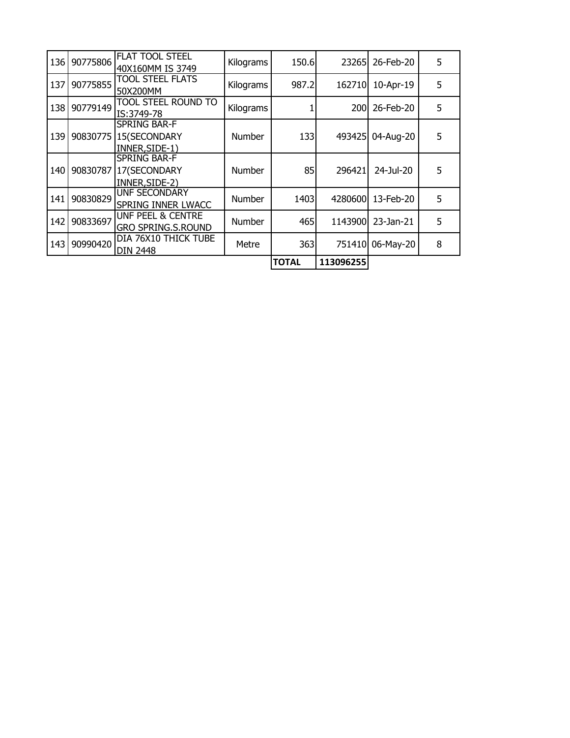| | | | | | | | |
|---|---|---|---|---|---|---|---|
| 136 | 90775806 | FLAT TOOL STEEL 40X160MM IS 3749 | Kilograms | 150.6 | 23265 | 26-Feb-20 | 5 |
| 137 | 90775855 | TOOL STEEL FLATS 50X200MM | Kilograms | 987.2 | 162710 | 10-Apr-19 | 5 |
| 138 | 90779149 | TOOL STEEL ROUND TO IS:3749-78 | Kilograms | 1 | 200 | 26-Feb-20 | 5 |
| 139 | 90830775 | SPRING BAR-F 15(SECONDARY INNER,SIDE-1) | Number | 133 | 493425 | 04-Aug-20 | 5 |
| 140 | 90830787 | SPRING BAR-F 17(SECONDARY INNER,SIDE-2) | Number | 85 | 296421 | 24-Jul-20 | 5 |
| 141 | 90830829 | UNF SECONDARY SPRING INNER LWACC | Number | 1403 | 4280600 | 13-Feb-20 | 5 |
| 142 | 90833697 | UNF PEEL & CENTRE GRO SPRING.S.ROUND | Number | 465 | 1143900 | 23-Jan-21 | 5 |
| 143 | 90990420 | DIA 76X10 THICK TUBE DIN 2448 | Metre | 363 | 751410 | 06-May-20 | 8 |
| | | | | **TOTAL** | **113096255** | | |